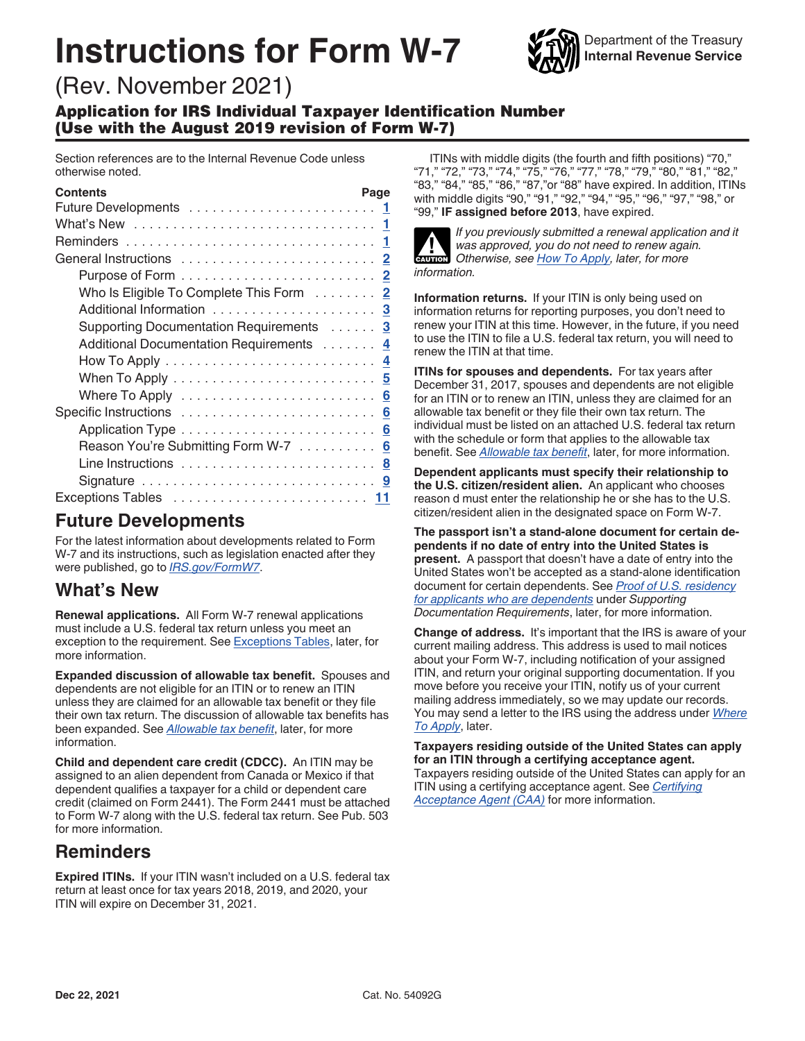# Instructions for Form W-7

Department of the Treasury
Internal Revenue Service

(Rev. November 2021)

## Application for IRS Individual Taxpayer Identification Number (Use with the August 2019 revision of Form W-7)

Section references are to the Internal Revenue Code unless otherwise noted.

| Contents | Page |
|---|---|
| Future Developments | 1 |
| What's New | 1 |
| Reminders | 1 |
| General Instructions | 2 |
| Purpose of Form | 2 |
| Who Is Eligible To Complete This Form | 2 |
| Additional Information | 3 |
| Supporting Documentation Requirements | 3 |
| Additional Documentation Requirements | 4 |
| How To Apply | 4 |
| When To Apply | 5 |
| Where To Apply | 6 |
| Specific Instructions | 6 |
| Application Type | 6 |
| Reason You're Submitting Form W-7 | 6 |
| Line Instructions | 8 |
| Signature | 9 |
| Exceptions Tables | 11 |

## Future Developments

For the latest information about developments related to Form W-7 and its instructions, such as legislation enacted after they were published, go to *IRS.gov/FormW7*.

## What's New

**Renewal applications.** All Form W-7 renewal applications must include a U.S. federal tax return unless you meet an exception to the requirement. See Exceptions Tables, later, for more information.

**Expanded discussion of allowable tax benefit.** Spouses and dependents are not eligible for an ITIN or to renew an ITIN unless they are claimed for an allowable tax benefit or they file their own tax return. The discussion of allowable tax benefits has been expanded. See *Allowable tax benefit*, later, for more information.

**Child and dependent care credit (CDCC).** An ITIN may be assigned to an alien dependent from Canada or Mexico if that dependent qualifies a taxpayer for a child or dependent care credit (claimed on Form 2441). The Form 2441 must be attached to Form W-7 along with the U.S. federal tax return. See Pub. 503 for more information.

## Reminders

**Expired ITINs.** If your ITIN wasn't included on a U.S. federal tax return at least once for tax years 2018, 2019, and 2020, your ITIN will expire on December 31, 2021.

ITINs with middle digits (the fourth and fifth positions) "70," "71," "72," "73," "74," "75," "76," "77," "78," "79," "80," "81," "82," "83," "84," "85," "86," "87,"or "88" have expired. In addition, ITINs with middle digits "90," "91," "92," "94," "95," "96," "97," "98," or "99," **IF assigned before 2013**, have expired.

CAUTION: *If you previously submitted a renewal application and it was approved, you do not need to renew again. Otherwise, see How To Apply, later, for more information.*

**Information returns.** If your ITIN is only being used on information returns for reporting purposes, you don't need to renew your ITIN at this time. However, in the future, if you need to use the ITIN to file a U.S. federal tax return, you will need to renew the ITIN at that time.

**ITINs for spouses and dependents.** For tax years after December 31, 2017, spouses and dependents are not eligible for an ITIN or to renew an ITIN, unless they are claimed for an allowable tax benefit or they file their own tax return. The individual must be listed on an attached U.S. federal tax return with the schedule or form that applies to the allowable tax benefit. See *Allowable tax benefit*, later, for more information.

**Dependent applicants must specify their relationship to the U.S. citizen/resident alien.** An applicant who chooses reason d must enter the relationship he or she has to the U.S. citizen/resident alien in the designated space on Form W-7.

**The passport isn't a stand-alone document for certain dependents if no date of entry into the United States is present.** A passport that doesn't have a date of entry into the United States won't be accepted as a stand-alone identification document for certain dependents. See *Proof of U.S. residency for applicants who are dependents* under *Supporting Documentation Requirements*, later, for more information.

**Change of address.** It's important that the IRS is aware of your current mailing address. This address is used to mail notices about your Form W-7, including notification of your assigned ITIN, and return your original supporting documentation. If you move before you receive your ITIN, notify us of your current mailing address immediately, so we may update our records. You may send a letter to the IRS using the address under *Where To Apply*, later.

**Taxpayers residing outside of the United States can apply for an ITIN through a certifying acceptance agent.** Taxpayers residing outside of the United States can apply for an ITIN using a certifying acceptance agent. See *Certifying Acceptance Agent (CAA)* for more information.

Dec 22, 2021 Cat. No. 54092G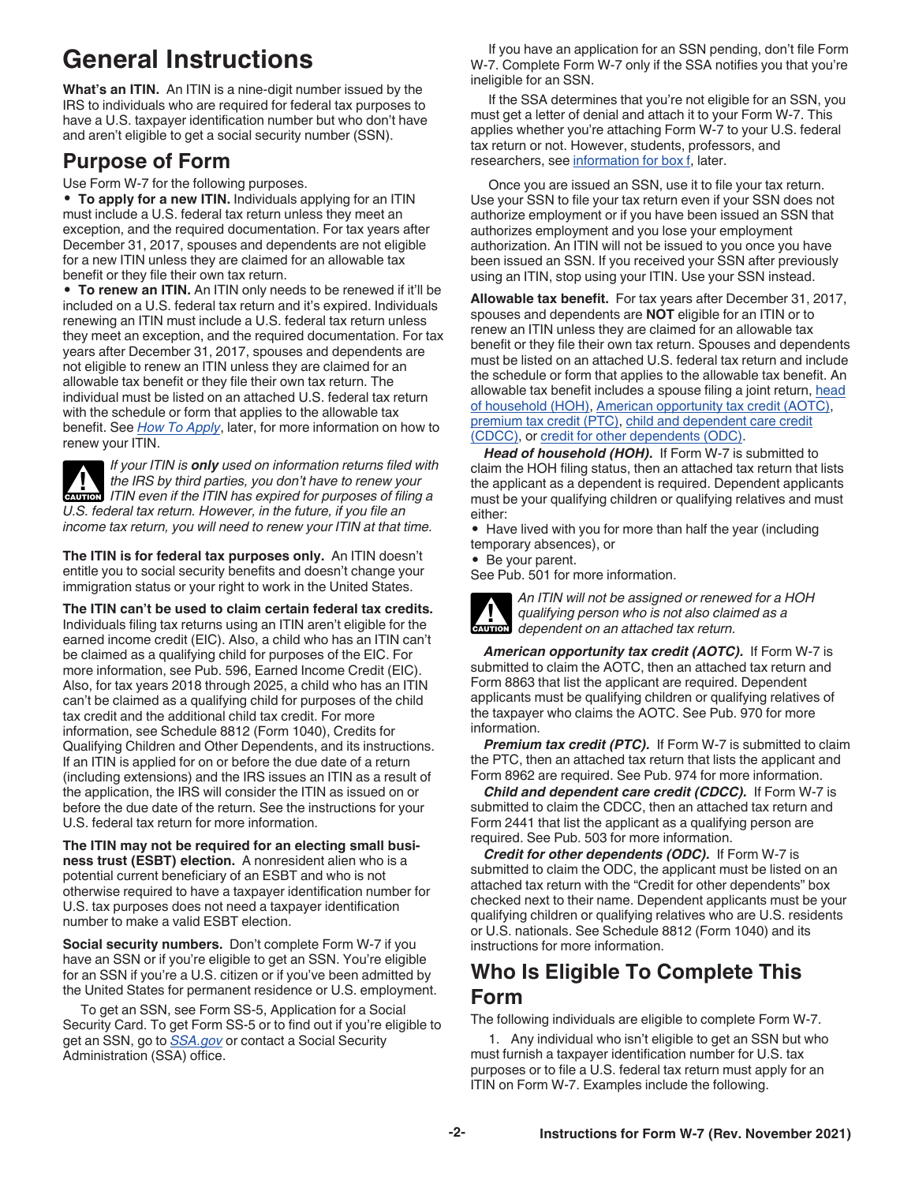# General Instructions

**What's an ITIN.** An ITIN is a nine-digit number issued by the IRS to individuals who are required for federal tax purposes to have a U.S. taxpayer identification number but who don't have and aren't eligible to get a social security number (SSN).

## Purpose of Form

Use Form W-7 for the following purposes.

- **To apply for a new ITIN.** Individuals applying for an ITIN must include a U.S. federal tax return unless they meet an exception, and the required documentation. For tax years after December 31, 2017, spouses and dependents are not eligible for a new ITIN unless they are claimed for an allowable tax benefit or they file their own tax return.
- **To renew an ITIN.** An ITIN only needs to be renewed if it'll be included on a U.S. federal tax return and it's expired. Individuals renewing an ITIN must include a U.S. federal tax return unless they meet an exception, and the required documentation. For tax years after December 31, 2017, spouses and dependents are not eligible to renew an ITIN unless they are claimed for an allowable tax benefit or they file their own tax return. The individual must be listed on an attached U.S. federal tax return with the schedule or form that applies to the allowable tax benefit. See *How To Apply*, later, for more information on how to renew your ITIN.

**CAUTION:** *If your ITIN is **only** used on information returns filed with the IRS by third parties, you don't have to renew your ITIN even if the ITIN has expired for purposes of filing a U.S. federal tax return. However, in the future, if you file an income tax return, you will need to renew your ITIN at that time.*

**The ITIN is for federal tax purposes only.** An ITIN doesn't entitle you to social security benefits and doesn't change your immigration status or your right to work in the United States.

**The ITIN can't be used to claim certain federal tax credits.** Individuals filing tax returns using an ITIN aren't eligible for the earned income credit (EIC). Also, a child who has an ITIN can't be claimed as a qualifying child for purposes of the EIC. For more information, see Pub. 596, Earned Income Credit (EIC). Also, for tax years 2018 through 2025, a child who has an ITIN can't be claimed as a qualifying child for purposes of the child tax credit and the additional child tax credit. For more information, see Schedule 8812 (Form 1040), Credits for Qualifying Children and Other Dependents, and its instructions. If an ITIN is applied for on or before the due date of a return (including extensions) and the IRS issues an ITIN as a result of the application, the IRS will consider the ITIN as issued on or before the due date of the return. See the instructions for your U.S. federal tax return for more information.

**The ITIN may not be required for an electing small business trust (ESBT) election.** A nonresident alien who is a potential current beneficiary of an ESBT and who is not otherwise required to have a taxpayer identification number for U.S. tax purposes does not need a taxpayer identification number to make a valid ESBT election.

**Social security numbers.** Don't complete Form W-7 if you have an SSN or if you're eligible to get an SSN. You're eligible for an SSN if you're a U.S. citizen or if you've been admitted by the United States for permanent residence or U.S. employment.

To get an SSN, see Form SS-5, Application for a Social Security Card. To get Form SS-5 or to find out if you're eligible to get an SSN, go to *SSA.gov* or contact a Social Security Administration (SSA) office.

If you have an application for an SSN pending, don't file Form W-7. Complete Form W-7 only if the SSA notifies you that you're ineligible for an SSN.

If the SSA determines that you're not eligible for an SSN, you must get a letter of denial and attach it to your Form W-7. This applies whether you're attaching Form W-7 to your U.S. federal tax return or not. However, students, professors, and researchers, see information for box f, later.

Once you are issued an SSN, use it to file your tax return. Use your SSN to file your tax return even if your SSN does not authorize employment or if you have been issued an SSN that authorizes employment and you lose your employment authorization. An ITIN will not be issued to you once you have been issued an SSN. If you received your SSN after previously using an ITIN, stop using your ITIN. Use your SSN instead.

**Allowable tax benefit.** For tax years after December 31, 2017, spouses and dependents are **NOT** eligible for an ITIN or to renew an ITIN unless they are claimed for an allowable tax benefit or they file their own tax return. Spouses and dependents must be listed on an attached U.S. federal tax return and include the schedule or form that applies to the allowable tax benefit. An allowable tax benefit includes a spouse filing a joint return, head of household (HOH), American opportunity tax credit (AOTC), premium tax credit (PTC), child and dependent care credit (CDCC), or credit for other dependents (ODC).

***Head of household (HOH).*** If Form W-7 is submitted to claim the HOH filing status, then an attached tax return that lists the applicant as a dependent is required. Dependent applicants must be your qualifying children or qualifying relatives and must either:

- Have lived with you for more than half the year (including temporary absences), or
- Be your parent.

See Pub. 501 for more information.

**CAUTION:** *An ITIN will not be assigned or renewed for a HOH qualifying person who is not also claimed as a dependent on an attached tax return.*

***American opportunity tax credit (AOTC).*** If Form W-7 is submitted to claim the AOTC, then an attached tax return and Form 8863 that list the applicant are required. Dependent applicants must be qualifying children or qualifying relatives of the taxpayer who claims the AOTC. See Pub. 970 for more information.

***Premium tax credit (PTC).*** If Form W-7 is submitted to claim the PTC, then an attached tax return that lists the applicant and Form 8962 are required. See Pub. 974 for more information.

***Child and dependent care credit (CDCC).*** If Form W-7 is submitted to claim the CDCC, then an attached tax return and Form 2441 that list the applicant as a qualifying person are required. See Pub. 503 for more information.

***Credit for other dependents (ODC).*** If Form W-7 is submitted to claim the ODC, the applicant must be listed on an attached tax return with the "Credit for other dependents" box checked next to their name. Dependent applicants must be your qualifying children or qualifying relatives who are U.S. residents or U.S. nationals. See Schedule 8812 (Form 1040) and its instructions for more information.

## Who Is Eligible To Complete This Form

The following individuals are eligible to complete Form W-7.

1. Any individual who isn't eligible to get an SSN but who must furnish a taxpayer identification number for U.S. tax purposes or to file a U.S. federal tax return must apply for an ITIN on Form W-7. Examples include the following.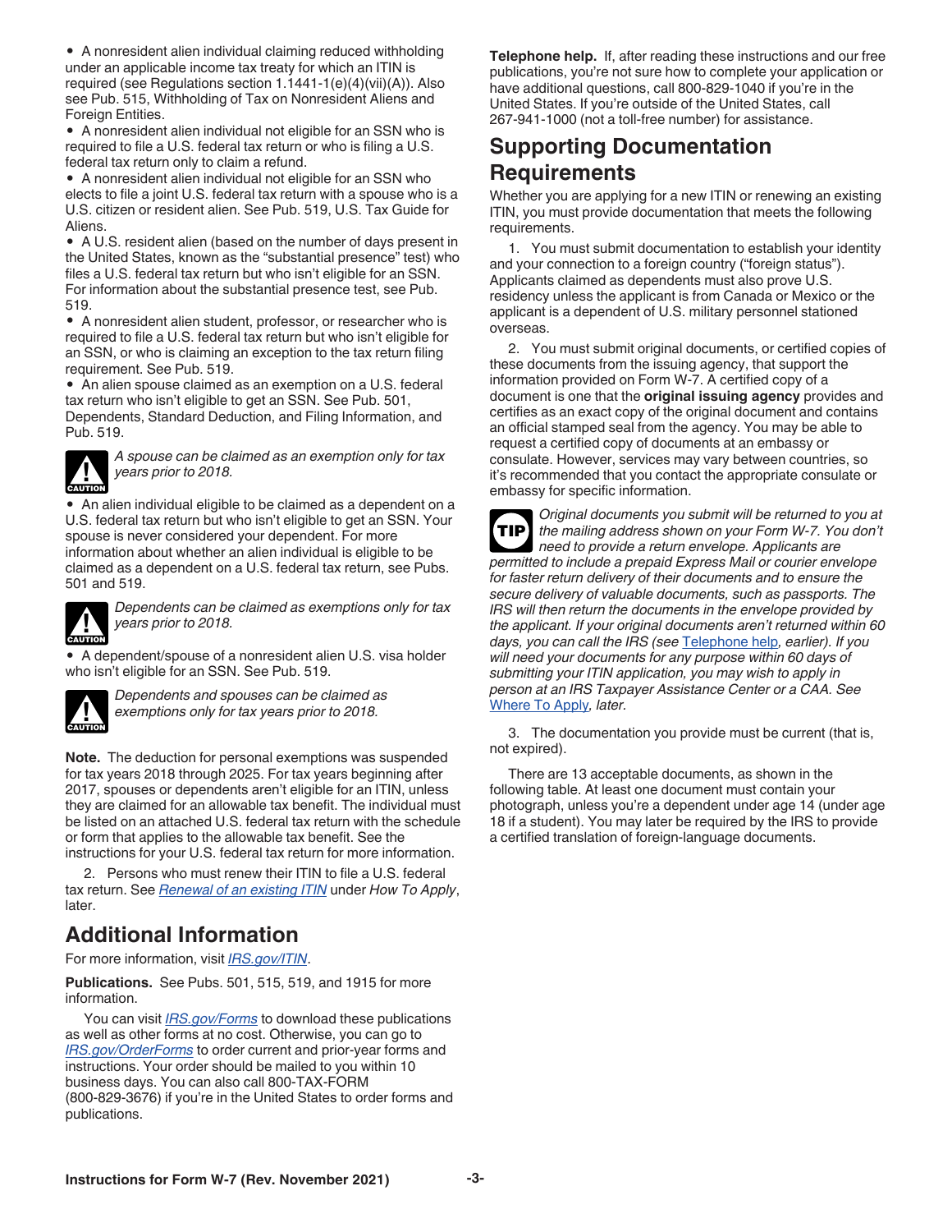- A nonresident alien individual claiming reduced withholding under an applicable income tax treaty for which an ITIN is required (see Regulations section 1.1441-1(e)(4)(vii)(A)). Also see Pub. 515, Withholding of Tax on Nonresident Aliens and Foreign Entities.
- A nonresident alien individual not eligible for an SSN who is required to file a U.S. federal tax return or who is filing a U.S. federal tax return only to claim a refund.
- A nonresident alien individual not eligible for an SSN who elects to file a joint U.S. federal tax return with a spouse who is a U.S. citizen or resident alien. See Pub. 519, U.S. Tax Guide for Aliens.
- A U.S. resident alien (based on the number of days present in the United States, known as the “substantial presence” test) who files a U.S. federal tax return but who isn't eligible for an SSN. For information about the substantial presence test, see Pub. 519.
- A nonresident alien student, professor, or researcher who is required to file a U.S. federal tax return but who isn't eligible for an SSN, or who is claiming an exception to the tax return filing requirement. See Pub. 519.
- An alien spouse claimed as an exemption on a U.S. federal tax return who isn't eligible to get an SSN. See Pub. 501, Dependents, Standard Deduction, and Filing Information, and Pub. 519.

CAUTION: *A spouse can be claimed as an exemption only for tax years prior to 2018.*

- An alien individual eligible to be claimed as a dependent on a U.S. federal tax return but who isn't eligible to get an SSN. Your spouse is never considered your dependent. For more information about whether an alien individual is eligible to be claimed as a dependent on a U.S. federal tax return, see Pubs. 501 and 519.

CAUTION: *Dependents can be claimed as exemptions only for tax years prior to 2018.*

- A dependent/spouse of a nonresident alien U.S. visa holder who isn't eligible for an SSN. See Pub. 519.

CAUTION: *Dependents and spouses can be claimed as exemptions only for tax years prior to 2018.*

**Note.** The deduction for personal exemptions was suspended for tax years 2018 through 2025. For tax years beginning after 2017, spouses or dependents aren't eligible for an ITIN, unless they are claimed for an allowable tax benefit. The individual must be listed on an attached U.S. federal tax return with the schedule or form that applies to the allowable tax benefit. See the instructions for your U.S. federal tax return for more information.

2. Persons who must renew their ITIN to file a U.S. federal tax return. See *Renewal of an existing ITIN* under *How To Apply*, later.

## Additional Information

For more information, visit *IRS.gov/ITIN*.

**Publications.** See Pubs. 501, 515, 519, and 1915 for more information.

You can visit *IRS.gov/Forms* to download these publications as well as other forms at no cost. Otherwise, you can go to *IRS.gov/OrderForms* to order current and prior-year forms and instructions. Your order should be mailed to you within 10 business days. You can also call 800-TAX-FORM (800-829-3676) if you're in the United States to order forms and publications.

**Telephone help.** If, after reading these instructions and our free publications, you're not sure how to complete your application or have additional questions, call 800-829-1040 if you're in the United States. If you're outside of the United States, call 267-941-1000 (not a toll-free number) for assistance.

## Supporting Documentation Requirements

Whether you are applying for a new ITIN or renewing an existing ITIN, you must provide documentation that meets the following requirements.

1. You must submit documentation to establish your identity and your connection to a foreign country (“foreign status”). Applicants claimed as dependents must also prove U.S. residency unless the applicant is from Canada or Mexico or the applicant is a dependent of U.S. military personnel stationed overseas.

2. You must submit original documents, or certified copies of these documents from the issuing agency, that support the information provided on Form W-7. A certified copy of a document is one that the **original issuing agency** provides and certifies as an exact copy of the original document and contains an official stamped seal from the agency. You may be able to request a certified copy of documents at an embassy or consulate. However, services may vary between countries, so it's recommended that you contact the appropriate consulate or embassy for specific information.

TIP: *Original documents you submit will be returned to you at the mailing address shown on your Form W-7. You don't need to provide a return envelope. Applicants are permitted to include a prepaid Express Mail or courier envelope for faster return delivery of their documents and to ensure the secure delivery of valuable documents, such as passports. The IRS will then return the documents in the envelope provided by the applicant. If your original documents aren't returned within 60 days, you can call the IRS (see Telephone help, earlier). If you will need your documents for any purpose within 60 days of submitting your ITIN application, you may wish to apply in person at an IRS Taxpayer Assistance Center or a CAA. See Where To Apply, later.*

3. The documentation you provide must be current (that is, not expired).

There are 13 acceptable documents, as shown in the following table. At least one document must contain your photograph, unless you're a dependent under age 14 (under age 18 if a student). You may later be required by the IRS to provide a certified translation of foreign-language documents.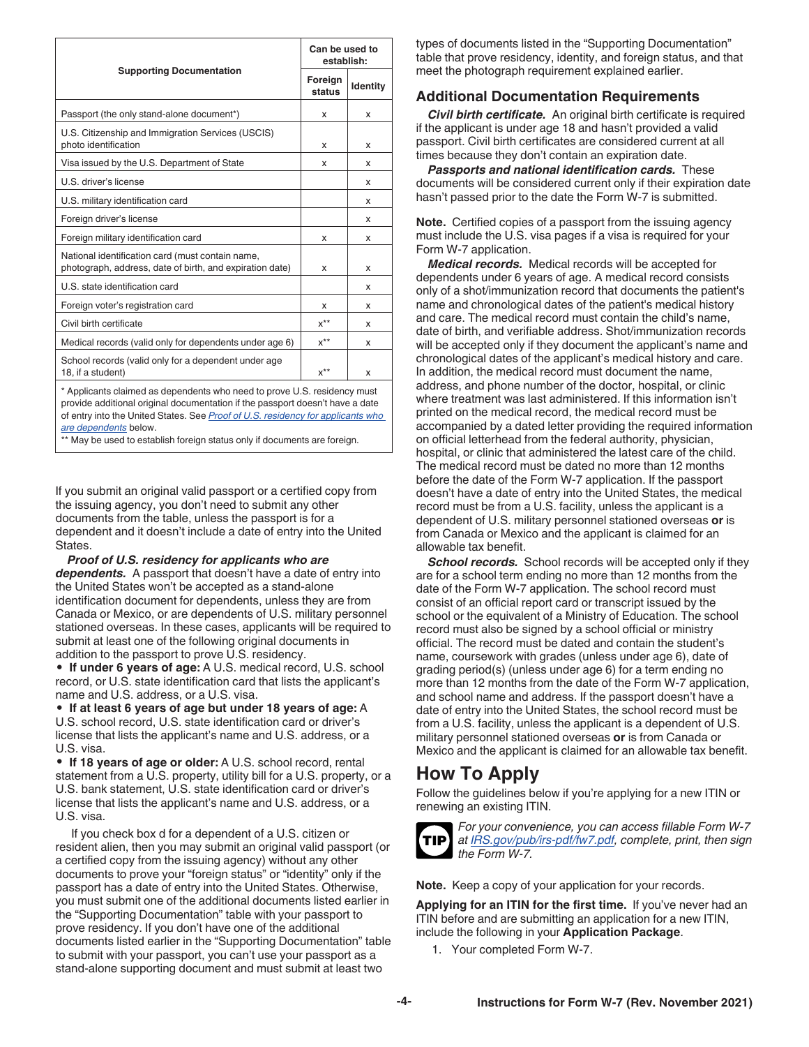| Supporting Documentation | Can be used to establish: | |
|---|---|---|
| | Foreign status | Identity |
| Passport (the only stand-alone document*) | x | x |
| U.S. Citizenship and Immigration Services (USCIS) photo identification | x | x |
| Visa issued by the U.S. Department of State | x | x |
| U.S. driver's license | | x |
| U.S. military identification card | | x |
| Foreign driver's license | | x |
| Foreign military identification card | x | x |
| National identification card (must contain name, photograph, address, date of birth, and expiration date) | x | x |
| U.S. state identification card | | x |
| Foreign voter's registration card | x | x |
| Civil birth certificate | x** | x |
| Medical records (valid only for dependents under age 6) | x** | x |
| School records (valid only for a dependent under age 18, if a student) | x** | x |

\* Applicants claimed as dependents who need to prove U.S. residency must provide additional original documentation if the passport doesn't have a date of entry into the United States. See *Proof of U.S. residency for applicants who are dependents* below.

\*\* May be used to establish foreign status only if documents are foreign.

If you submit an original valid passport or a certified copy from the issuing agency, you don't need to submit any other documents from the table, unless the passport is for a dependent and it doesn't include a date of entry into the United States.

***Proof of U.S. residency for applicants who are dependents.*** A passport that doesn't have a date of entry into the United States won't be accepted as a stand-alone identification document for dependents, unless they are from Canada or Mexico, or are dependents of U.S. military personnel stationed overseas. In these cases, applicants will be required to submit at least one of the following original documents in addition to the passport to prove U.S. residency.

- **If under 6 years of age:** A U.S. medical record, U.S. school record, or U.S. state identification card that lists the applicant's name and U.S. address, or a U.S. visa.
- **If at least 6 years of age but under 18 years of age:** A U.S. school record, U.S. state identification card or driver's license that lists the applicant's name and U.S. address, or a U.S. visa.
- **If 18 years of age or older:** A U.S. school record, rental statement from a U.S. property, utility bill for a U.S. property, or a U.S. bank statement, U.S. state identification card or driver's license that lists the applicant's name and U.S. address, or a U.S. visa.

If you check box d for a dependent of a U.S. citizen or resident alien, then you may submit an original valid passport (or a certified copy from the issuing agency) without any other documents to prove your "foreign status" or "identity" only if the passport has a date of entry into the United States. Otherwise, you must submit one of the additional documents listed earlier in the "Supporting Documentation" table with your passport to prove residency. If you don't have one of the additional documents listed earlier in the "Supporting Documentation" table to submit with your passport, you can't use your passport as a stand-alone supporting document and must submit at least two types of documents listed in the "Supporting Documentation" table that prove residency, identity, and foreign status, and that meet the photograph requirement explained earlier.

## Additional Documentation Requirements

***Civil birth certificate.*** An original birth certificate is required if the applicant is under age 18 and hasn't provided a valid passport. Civil birth certificates are considered current at all times because they don't contain an expiration date.

***Passports and national identification cards.*** These documents will be considered current only if their expiration date hasn't passed prior to the date the Form W-7 is submitted.

**Note.** Certified copies of a passport from the issuing agency must include the U.S. visa pages if a visa is required for your Form W-7 application.

***Medical records.*** Medical records will be accepted for dependents under 6 years of age. A medical record consists only of a shot/immunization record that documents the patient's name and chronological dates of the patient's medical history and care. The medical record must contain the child's name, date of birth, and verifiable address. Shot/immunization records will be accepted only if they document the applicant's name and chronological dates of the applicant's medical history and care. In addition, the medical record must document the name, address, and phone number of the doctor, hospital, or clinic where treatment was last administered. If this information isn't printed on the medical record, the medical record must be accompanied by a dated letter providing the required information on official letterhead from the federal authority, physician, hospital, or clinic that administered the latest care of the child. The medical record must be dated no more than 12 months before the date of the Form W-7 application. If the passport doesn't have a date of entry into the United States, the medical record must be from a U.S. facility, unless the applicant is a dependent of U.S. military personnel stationed overseas **or** is from Canada or Mexico and the applicant is claimed for an allowable tax benefit.

***School records.*** School records will be accepted only if they are for a school term ending no more than 12 months from the date of the Form W-7 application. The school record must consist of an official report card or transcript issued by the school or the equivalent of a Ministry of Education. The school record must also be signed by a school official or ministry official. The record must be dated and contain the student's name, coursework with grades (unless under age 6), date of grading period(s) (unless under age 6) for a term ending no more than 12 months from the date of the Form W-7 application, and school name and address. If the passport doesn't have a date of entry into the United States, the school record must be from a U.S. facility, unless the applicant is a dependent of U.S. military personnel stationed overseas **or** is from Canada or Mexico and the applicant is claimed for an allowable tax benefit.

# How To Apply

Follow the guidelines below if you're applying for a new ITIN or renewing an existing ITIN.

**TIP** *For your convenience, you can access fillable Form W-7 at IRS.gov/pub/irs-pdf/fw7.pdf, complete, print, then sign the Form W-7.*

**Note.** Keep a copy of your application for your records.

**Applying for an ITIN for the first time.** If you've never had an ITIN before and are submitting an application for a new ITIN, include the following in your **Application Package**.

1. Your completed Form W-7.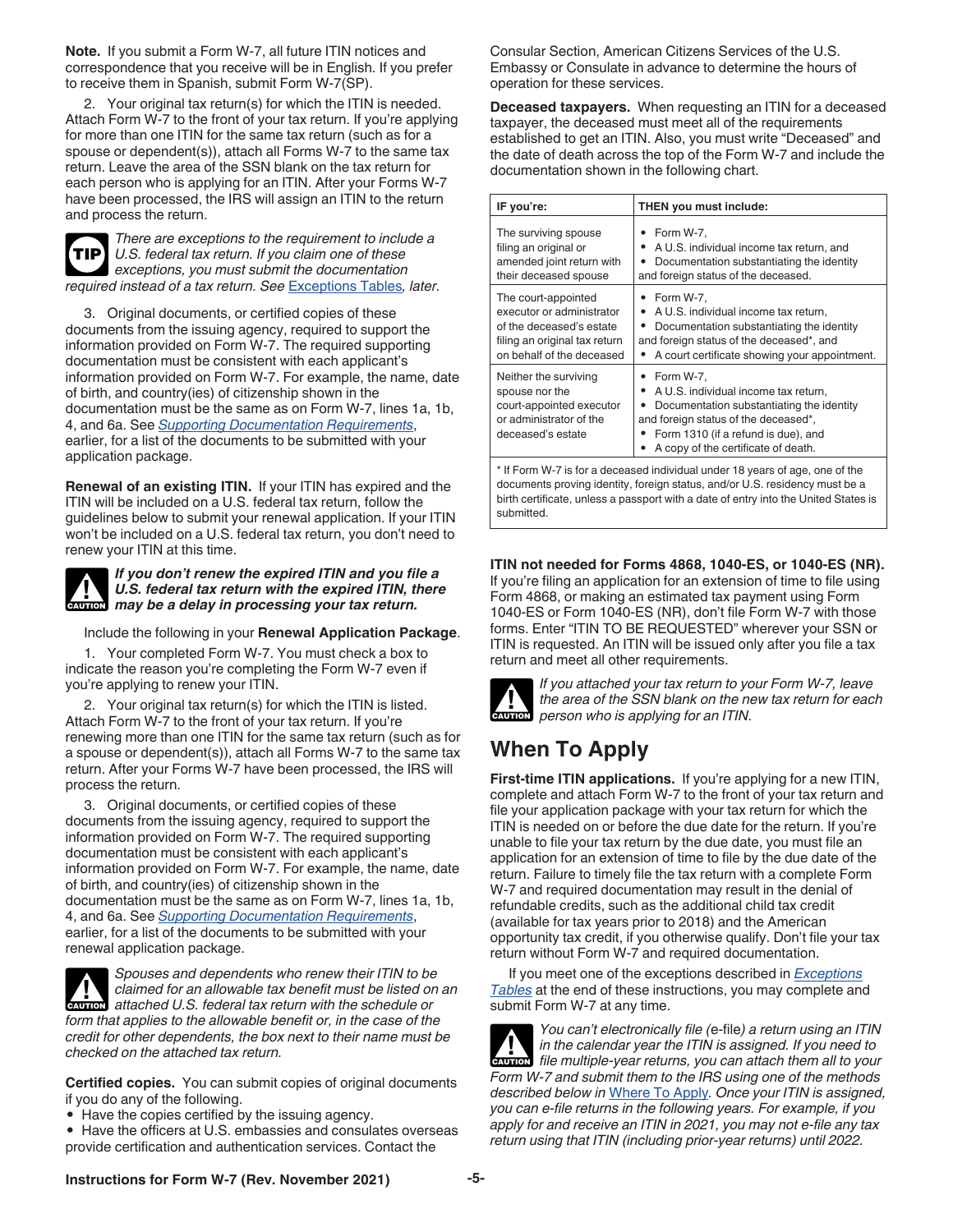**Note.** If you submit a Form W-7, all future ITIN notices and correspondence that you receive will be in English. If you prefer to receive them in Spanish, submit Form W-7(SP).

2. Your original tax return(s) for which the ITIN is needed. Attach Form W-7 to the front of your tax return. If you're applying for more than one ITIN for the same tax return (such as for a spouse or dependent(s)), attach all Forms W-7 to the same tax return. Leave the area of the SSN blank on the tax return for each person who is applying for an ITIN. After your Forms W-7 have been processed, the IRS will assign an ITIN to the return and process the return.

**TIP** *There are exceptions to the requirement to include a U.S. federal tax return. If you claim one of these exceptions, you must submit the documentation required instead of a tax return. See* Exceptions Tables*, later.*

3. Original documents, or certified copies of these documents from the issuing agency, required to support the information provided on Form W-7. The required supporting documentation must be consistent with each applicant's information provided on Form W-7. For example, the name, date of birth, and country(ies) of citizenship shown in the documentation must be the same as on Form W-7, lines 1a, 1b, 4, and 6a. See *Supporting Documentation Requirements*, earlier, for a list of the documents to be submitted with your application package.

**Renewal of an existing ITIN.** If your ITIN has expired and the ITIN will be included on a U.S. federal tax return, follow the guidelines below to submit your renewal application. If your ITIN won't be included on a U.S. federal tax return, you don't need to renew your ITIN at this time.

**CAUTION** ***If you don't renew the expired ITIN and you file a U.S. federal tax return with the expired ITIN, there may be a delay in processing your tax return.***

Include the following in your **Renewal Application Package**.

1. Your completed Form W-7. You must check a box to indicate the reason you're completing the Form W-7 even if you're applying to renew your ITIN.

2. Your original tax return(s) for which the ITIN is listed. Attach Form W-7 to the front of your tax return. If you're renewing more than one ITIN for the same tax return (such as for a spouse or dependent(s)), attach all Forms W-7 to the same tax return. After your Forms W-7 have been processed, the IRS will process the return.

3. Original documents, or certified copies of these documents from the issuing agency, required to support the information provided on Form W-7. The required supporting documentation must be consistent with each applicant's information provided on Form W-7. For example, the name, date of birth, and country(ies) of citizenship shown in the documentation must be the same as on Form W-7, lines 1a, 1b, 4, and 6a. See *Supporting Documentation Requirements*, earlier, for a list of the documents to be submitted with your renewal application package.

**CAUTION** *Spouses and dependents who renew their ITIN to be claimed for an allowable tax benefit must be listed on an attached U.S. federal tax return with the schedule or form that applies to the allowable benefit or, in the case of the credit for other dependents, the box next to their name must be checked on the attached tax return.*

**Certified copies.** You can submit copies of original documents if you do any of the following.

- Have the copies certified by the issuing agency.
- Have the officers at U.S. embassies and consulates overseas provide certification and authentication services. Contact the Consular Section, American Citizens Services of the U.S. Embassy or Consulate in advance to determine the hours of operation for these services.

**Deceased taxpayers.** When requesting an ITIN for a deceased taxpayer, the deceased must meet all of the requirements established to get an ITIN. Also, you must write "Deceased" and the date of death across the top of the Form W-7 and include the documentation shown in the following chart.

| IF you're: | THEN you must include: |
|---|---|
| The surviving spouse filing an original or amended joint return with their deceased spouse | • Form W-7,<br>• A U.S. individual income tax return, and<br>• Documentation substantiating the identity and foreign status of the deceased. |
| The court-appointed executor or administrator of the deceased's estate filing an original tax return on behalf of the deceased | • Form W-7,<br>• A U.S. individual income tax return,<br>• Documentation substantiating the identity and foreign status of the deceased*, and<br>• A court certificate showing your appointment. |
| Neither the surviving spouse nor the court-appointed executor or administrator of the deceased's estate | • Form W-7,<br>• A U.S. individual income tax return,<br>• Documentation substantiating the identity and foreign status of the deceased*,<br>• Form 1310 (if a refund is due), and<br>• A copy of the certificate of death. |
| * If Form W-7 is for a deceased individual under 18 years of age, one of the documents proving identity, foreign status, and/or U.S. residency must be a birth certificate, unless a passport with a date of entry into the United States is submitted. | |

**ITIN not needed for Forms 4868, 1040-ES, or 1040-ES (NR).** If you're filing an application for an extension of time to file using Form 4868, or making an estimated tax payment using Form 1040-ES or Form 1040-ES (NR), don't file Form W-7 with those forms. Enter "ITIN TO BE REQUESTED" wherever your SSN or ITIN is requested. An ITIN will be issued only after you file a tax return and meet all other requirements.

**CAUTION** *If you attached your tax return to your Form W-7, leave the area of the SSN blank on the new tax return for each person who is applying for an ITIN.*

## When To Apply

**First-time ITIN applications.** If you're applying for a new ITIN, complete and attach Form W-7 to the front of your tax return and file your application package with your tax return for which the ITIN is needed on or before the due date for the return. If you're unable to file your tax return by the due date, you must file an application for an extension of time to file by the due date of the return. Failure to timely file the tax return with a complete Form W-7 and required documentation may result in the denial of refundable credits, such as the additional child tax credit (available for tax years prior to 2018) and the American opportunity tax credit, if you otherwise qualify. Don't file your tax return without Form W-7 and required documentation.

If you meet one of the exceptions described in *Exceptions Tables* at the end of these instructions, you may complete and submit Form W-7 at any time.

**CAUTION** *You can't electronically file (e-file) a return using an ITIN in the calendar year the ITIN is assigned. If you need to file multiple-year returns, you can attach them all to your Form W-7 and submit them to the IRS using one of the methods described below in* Where To Apply*. Once your ITIN is assigned, you can e-file returns in the following years. For example, if you apply for and receive an ITIN in 2021, you may not e-file any tax return using that ITIN (including prior-year returns) until 2022.*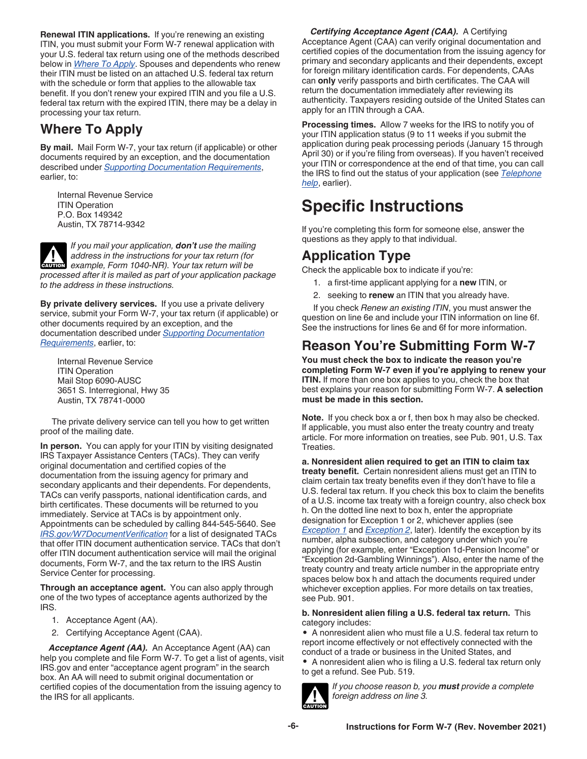**Renewal ITIN applications.** If you're renewing an existing ITIN, you must submit your Form W-7 renewal application with your U.S. federal tax return using one of the methods described below in *Where To Apply*. Spouses and dependents who renew their ITIN must be listed on an attached U.S. federal tax return with the schedule or form that applies to the allowable tax benefit. If you don't renew your expired ITIN and you file a U.S. federal tax return with the expired ITIN, there may be a delay in processing your tax return.

## Where To Apply

**By mail.** Mail Form W-7, your tax return (if applicable) or other documents required by an exception, and the documentation described under *Supporting Documentation Requirements*, earlier, to:

Internal Revenue Service
ITIN Operation
P.O. Box 149342
Austin, TX 78714-9342

CAUTION: *If you mail your application, **don't** use the mailing address in the instructions for your tax return (for example, Form 1040-NR). Your tax return will be processed after it is mailed as part of your application package to the address in these instructions.*

**By private delivery services.** If you use a private delivery service, submit your Form W-7, your tax return (if applicable) or other documents required by an exception, and the documentation described under *Supporting Documentation Requirements*, earlier, to:

Internal Revenue Service
ITIN Operation
Mail Stop 6090-AUSC
3651 S. Interregional, Hwy 35
Austin, TX 78741-0000

The private delivery service can tell you how to get written proof of the mailing date.

**In person.** You can apply for your ITIN by visiting designated IRS Taxpayer Assistance Centers (TACs). They can verify original documentation and certified copies of the documentation from the issuing agency for primary and secondary applicants and their dependents. For dependents, TACs can verify passports, national identification cards, and birth certificates. These documents will be returned to you immediately. Service at TACs is by appointment only. Appointments can be scheduled by calling 844-545-5640. See *IRS.gov/W7DocumentVerification* for a list of designated TACs that offer ITIN document authentication service. TACs that don't offer ITIN document authentication service will mail the original documents, Form W-7, and the tax return to the IRS Austin Service Center for processing.

**Through an acceptance agent.** You can also apply through one of the two types of acceptance agents authorized by the IRS.

1. Acceptance Agent (AA).
2. Certifying Acceptance Agent (CAA).

***Acceptance Agent (AA).*** An Acceptance Agent (AA) can help you complete and file Form W-7. To get a list of agents, visit IRS.gov and enter "acceptance agent program" in the search box. An AA will need to submit original documentation or certified copies of the documentation from the issuing agency to the IRS for all applicants.

***Certifying Acceptance Agent (CAA).*** A Certifying Acceptance Agent (CAA) can verify original documentation and certified copies of the documentation from the issuing agency for primary and secondary applicants and their dependents, except for foreign military identification cards. For dependents, CAAs can **only** verify passports and birth certificates. The CAA will return the documentation immediately after reviewing its authenticity. Taxpayers residing outside of the United States can apply for an ITIN through a CAA.

**Processing times.** Allow 7 weeks for the IRS to notify you of your ITIN application status (9 to 11 weeks if you submit the application during peak processing periods (January 15 through April 30) or if you're filing from overseas). If you haven't received your ITIN or correspondence at the end of that time, you can call the IRS to find out the status of your application (see *Telephone help*, earlier).

# Specific Instructions

If you're completing this form for someone else, answer the questions as they apply to that individual.

## Application Type

Check the applicable box to indicate if you're:

1. a first-time applicant applying for a **new** ITIN, or
2. seeking to **renew** an ITIN that you already have.

If you check *Renew an existing ITIN*, you must answer the question on line 6e and include your ITIN information on line 6f. See the instructions for lines 6e and 6f for more information.

## Reason You're Submitting Form W-7

**You must check the box to indicate the reason you're completing Form W-7 even if you're applying to renew your ITIN.** If more than one box applies to you, check the box that best explains your reason for submitting Form W-7. **A selection must be made in this section.**

**Note.** If you check box a or f, then box h may also be checked. If applicable, you must also enter the treaty country and treaty article. For more information on treaties, see Pub. 901, U.S. Tax Treaties.

**a. Nonresident alien required to get an ITIN to claim tax treaty benefit.** Certain nonresident aliens must get an ITIN to claim certain tax treaty benefits even if they don't have to file a U.S. federal tax return. If you check this box to claim the benefits of a U.S. income tax treaty with a foreign country, also check box h. On the dotted line next to box h, enter the appropriate designation for Exception 1 or 2, whichever applies (see *Exception 1* and *Exception 2*, later). Identify the exception by its number, alpha subsection, and category under which you're applying (for example, enter "Exception 1d-Pension Income" or "Exception 2d-Gambling Winnings"). Also, enter the name of the treaty country and treaty article number in the appropriate entry spaces below box h and attach the documents required under whichever exception applies. For more details on tax treaties, see Pub. 901.

**b. Nonresident alien filing a U.S. federal tax return.** This category includes:

- A nonresident alien who must file a U.S. federal tax return to report income effectively or not effectively connected with the conduct of a trade or business in the United States, and
- A nonresident alien who is filing a U.S. federal tax return only to get a refund. See Pub. 519.

CAUTION: *If you choose reason b, you **must** provide a complete foreign address on line 3.*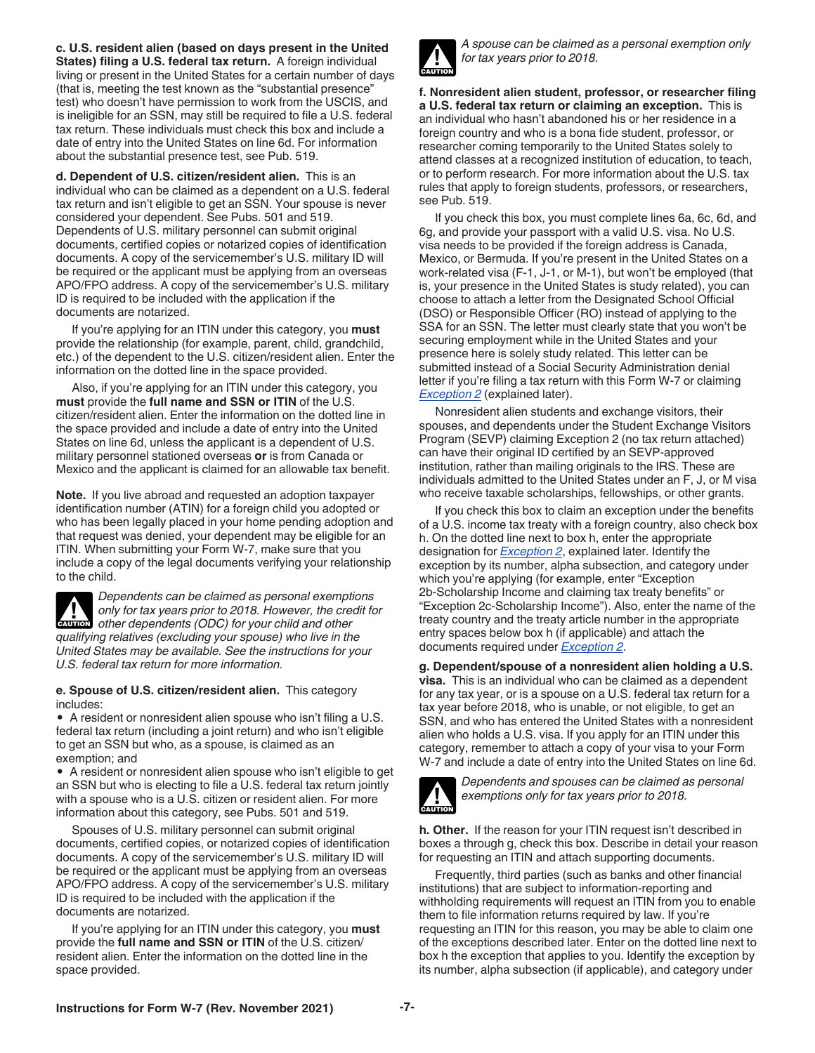**c. U.S. resident alien (based on days present in the United States) filing a U.S. federal tax return.** A foreign individual living or present in the United States for a certain number of days (that is, meeting the test known as the "substantial presence" test) who doesn't have permission to work from the USCIS, and is ineligible for an SSN, may still be required to file a U.S. federal tax return. These individuals must check this box and include a date of entry into the United States on line 6d. For information about the substantial presence test, see Pub. 519.

**d. Dependent of U.S. citizen/resident alien.** This is an individual who can be claimed as a dependent on a U.S. federal tax return and isn't eligible to get an SSN. Your spouse is never considered your dependent. See Pubs. 501 and 519. Dependents of U.S. military personnel can submit original documents, certified copies or notarized copies of identification documents. A copy of the servicemember's U.S. military ID will be required or the applicant must be applying from an overseas APO/FPO address. A copy of the servicemember's U.S. military ID is required to be included with the application if the documents are notarized.

If you're applying for an ITIN under this category, you **must** provide the relationship (for example, parent, child, grandchild, etc.) of the dependent to the U.S. citizen/resident alien. Enter the information on the dotted line in the space provided.

Also, if you're applying for an ITIN under this category, you **must** provide the **full name and SSN or ITIN** of the U.S. citizen/resident alien. Enter the information on the dotted line in the space provided and include a date of entry into the United States on line 6d, unless the applicant is a dependent of U.S. military personnel stationed overseas **or** is from Canada or Mexico and the applicant is claimed for an allowable tax benefit.

**Note.** If you live abroad and requested an adoption taxpayer identification number (ATIN) for a foreign child you adopted or who has been legally placed in your home pending adoption and that request was denied, your dependent may be eligible for an ITIN. When submitting your Form W-7, make sure that you include a copy of the legal documents verifying your relationship to the child.

**CAUTION** *Dependents can be claimed as personal exemptions only for tax years prior to 2018. However, the credit for other dependents (ODC) for your child and other qualifying relatives (excluding your spouse) who live in the United States may be available. See the instructions for your U.S. federal tax return for more information.*

**e. Spouse of U.S. citizen/resident alien.** This category includes:

- A resident or nonresident alien spouse who isn't filing a U.S. federal tax return (including a joint return) and who isn't eligible to get an SSN but who, as a spouse, is claimed as an exemption; and
- A resident or nonresident alien spouse who isn't eligible to get an SSN but who is electing to file a U.S. federal tax return jointly with a spouse who is a U.S. citizen or resident alien. For more information about this category, see Pubs. 501 and 519.

Spouses of U.S. military personnel can submit original documents, certified copies, or notarized copies of identification documents. A copy of the servicemember's U.S. military ID will be required or the applicant must be applying from an overseas APO/FPO address. A copy of the servicemember's U.S. military ID is required to be included with the application if the documents are notarized.

If you're applying for an ITIN under this category, you **must** provide the **full name and SSN or ITIN** of the U.S. citizen/resident alien. Enter the information on the dotted line in the space provided.

**CAUTION** *A spouse can be claimed as a personal exemption only for tax years prior to 2018.*

**f. Nonresident alien student, professor, or researcher filing a U.S. federal tax return or claiming an exception.** This is an individual who hasn't abandoned his or her residence in a foreign country and who is a bona fide student, professor, or researcher coming temporarily to the United States solely to attend classes at a recognized institution of education, to teach, or to perform research. For more information about the U.S. tax rules that apply to foreign students, professors, or researchers, see Pub. 519.

If you check this box, you must complete lines 6a, 6c, 6d, and 6g, and provide your passport with a valid U.S. visa. No U.S. visa needs to be provided if the foreign address is Canada, Mexico, or Bermuda. If you're present in the United States on a work-related visa (F-1, J-1, or M-1), but won't be employed (that is, your presence in the United States is study related), you can choose to attach a letter from the Designated School Official (DSO) or Responsible Officer (RO) instead of applying to the SSA for an SSN. The letter must clearly state that you won't be securing employment while in the United States and your presence here is solely study related. This letter can be submitted instead of a Social Security Administration denial letter if you're filing a tax return with this Form W-7 or claiming *Exception 2* (explained later).

Nonresident alien students and exchange visitors, their spouses, and dependents under the Student Exchange Visitors Program (SEVP) claiming Exception 2 (no tax return attached) can have their original ID certified by an SEVP-approved institution, rather than mailing originals to the IRS. These are individuals admitted to the United States under an F, J, or M visa who receive taxable scholarships, fellowships, or other grants.

If you check this box to claim an exception under the benefits of a U.S. income tax treaty with a foreign country, also check box h. On the dotted line next to box h, enter the appropriate designation for *Exception 2*, explained later. Identify the exception by its number, alpha subsection, and category under which you're applying (for example, enter "Exception 2b-Scholarship Income and claiming tax treaty benefits" or "Exception 2c-Scholarship Income"). Also, enter the name of the treaty country and the treaty article number in the appropriate entry spaces below box h (if applicable) and attach the documents required under *Exception 2*.

**g. Dependent/spouse of a nonresident alien holding a U.S. visa.** This is an individual who can be claimed as a dependent for any tax year, or is a spouse on a U.S. federal tax return for a tax year before 2018, who is unable, or not eligible, to get an SSN, and who has entered the United States with a nonresident alien who holds a U.S. visa. If you apply for an ITIN under this category, remember to attach a copy of your visa to your Form W-7 and include a date of entry into the United States on line 6d.

**CAUTION** *Dependents and spouses can be claimed as personal exemptions only for tax years prior to 2018.*

**h. Other.** If the reason for your ITIN request isn't described in boxes a through g, check this box. Describe in detail your reason for requesting an ITIN and attach supporting documents.

Frequently, third parties (such as banks and other financial institutions) that are subject to information-reporting and withholding requirements will request an ITIN from you to enable them to file information returns required by law. If you're requesting an ITIN for this reason, you may be able to claim one of the exceptions described later. Enter on the dotted line next to box h the exception that applies to you. Identify the exception by its number, alpha subsection (if applicable), and category under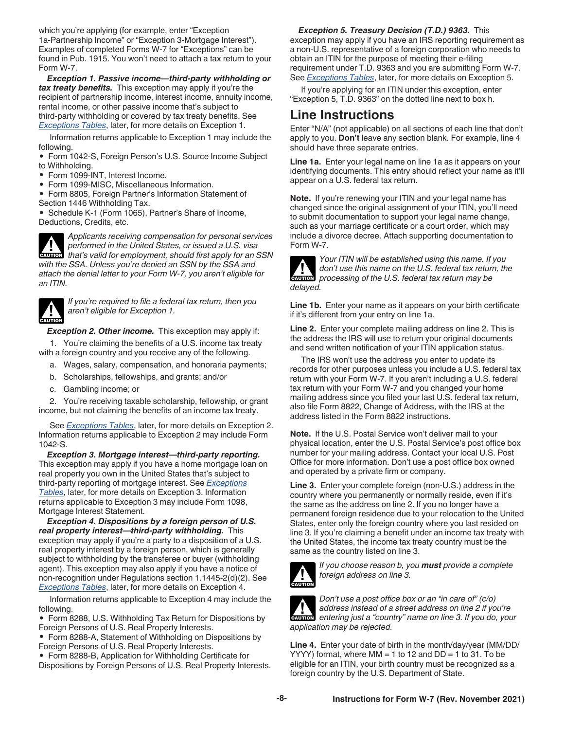which you're applying (for example, enter "Exception 1a-Partnership Income" or "Exception 3-Mortgage Interest"). Examples of completed Forms W-7 for "Exceptions" can be found in Pub. 1915. You won't need to attach a tax return to your Form W-7.

***Exception 1. Passive income—third-party withholding or tax treaty benefits.*** This exception may apply if you're the recipient of partnership income, interest income, annuity income, rental income, or other passive income that's subject to third-party withholding or covered by tax treaty benefits. See *Exceptions Tables*, later, for more details on Exception 1.

Information returns applicable to Exception 1 may include the following.

- Form 1042-S, Foreign Person's U.S. Source Income Subject to Withholding.
- Form 1099-INT, Interest Income.
- Form 1099-MISC, Miscellaneous Information.
- Form 8805, Foreign Partner's Information Statement of Section 1446 Withholding Tax.
- Schedule K-1 (Form 1065), Partner's Share of Income, Deductions, Credits, etc.

**CAUTION** *Applicants receiving compensation for personal services performed in the United States, or issued a U.S. visa that's valid for employment, should first apply for an SSN with the SSA. Unless you're denied an SSN by the SSA and attach the denial letter to your Form W-7, you aren't eligible for an ITIN.*

**CAUTION** *If you're required to file a federal tax return, then you aren't eligible for Exception 1.*

***Exception 2. Other income.*** This exception may apply if:

1. You're claiming the benefits of a U.S. income tax treaty with a foreign country and you receive any of the following.
   a. Wages, salary, compensation, and honoraria payments;
   b. Scholarships, fellowships, and grants; and/or
   c. Gambling income; or
2. You're receiving taxable scholarship, fellowship, or grant income, but not claiming the benefits of an income tax treaty.

See *Exceptions Tables*, later, for more details on Exception 2. Information returns applicable to Exception 2 may include Form 1042-S.

***Exception 3. Mortgage interest—third-party reporting.*** This exception may apply if you have a home mortgage loan on real property you own in the United States that's subject to third-party reporting of mortgage interest. See *Exceptions Tables*, later, for more details on Exception 3. Information returns applicable to Exception 3 may include Form 1098, Mortgage Interest Statement.

***Exception 4. Dispositions by a foreign person of U.S. real property interest—third-party withholding.*** This exception may apply if you're a party to a disposition of a U.S. real property interest by a foreign person, which is generally subject to withholding by the transferee or buyer (withholding agent). This exception may also apply if you have a notice of non-recognition under Regulations section 1.1445-2(d)(2). See *Exceptions Tables*, later, for more details on Exception 4.

Information returns applicable to Exception 4 may include the following.

- Form 8288, U.S. Withholding Tax Return for Dispositions by Foreign Persons of U.S. Real Property Interests.
- Form 8288-A, Statement of Withholding on Dispositions by Foreign Persons of U.S. Real Property Interests.
- Form 8288-B, Application for Withholding Certificate for Dispositions by Foreign Persons of U.S. Real Property Interests.

***Exception 5. Treasury Decision (T.D.) 9363.*** This exception may apply if you have an IRS reporting requirement as a non-U.S. representative of a foreign corporation who needs to obtain an ITIN for the purpose of meeting their e-filing requirement under T.D. 9363 and you are submitting Form W-7. See *Exceptions Tables*, later, for more details on Exception 5.

If you're applying for an ITIN under this exception, enter "Exception 5, T.D. 9363" on the dotted line next to box h.

## Line Instructions

Enter "N/A" (not applicable) on all sections of each line that don't apply to you. **Don't** leave any section blank. For example, line 4 should have three separate entries.

**Line 1a.** Enter your legal name on line 1a as it appears on your identifying documents. This entry should reflect your name as it'll appear on a U.S. federal tax return.

**Note.** If you're renewing your ITIN and your legal name has changed since the original assignment of your ITIN, you'll need to submit documentation to support your legal name change, such as your marriage certificate or a court order, which may include a divorce decree. Attach supporting documentation to Form W-7.

**CAUTION** *Your ITIN will be established using this name. If you don't use this name on the U.S. federal tax return, the processing of the U.S. federal tax return may be delayed.*

**Line 1b.** Enter your name as it appears on your birth certificate if it's different from your entry on line 1a.

**Line 2.** Enter your complete mailing address on line 2. This is the address the IRS will use to return your original documents and send written notification of your ITIN application status.

The IRS won't use the address you enter to update its records for other purposes unless you include a U.S. federal tax return with your Form W-7. If you aren't including a U.S. federal tax return with your Form W-7 and you changed your home mailing address since you filed your last U.S. federal tax return, also file Form 8822, Change of Address, with the IRS at the address listed in the Form 8822 instructions.

**Note.** If the U.S. Postal Service won't deliver mail to your physical location, enter the U.S. Postal Service's post office box number for your mailing address. Contact your local U.S. Post Office for more information. Don't use a post office box owned and operated by a private firm or company.

**Line 3.** Enter your complete foreign (non-U.S.) address in the country where you permanently or normally reside, even if it's the same as the address on line 2. If you no longer have a permanent foreign residence due to your relocation to the United States, enter only the foreign country where you last resided on line 3. If you're claiming a benefit under an income tax treaty with the United States, the income tax treaty country must be the same as the country listed on line 3.

**CAUTION** *If you choose reason b, you **must** provide a complete foreign address on line 3.*

**CAUTION** *Don't use a post office box or an "in care of" (c/o) address instead of a street address on line 2 if you're entering just a "country" name on line 3. If you do, your application may be rejected.*

**Line 4.** Enter your date of birth in the month/day/year (MM/DD/YYYY) format, where MM = 1 to 12 and DD = 1 to 31. To be eligible for an ITIN, your birth country must be recognized as a foreign country by the U.S. Department of State.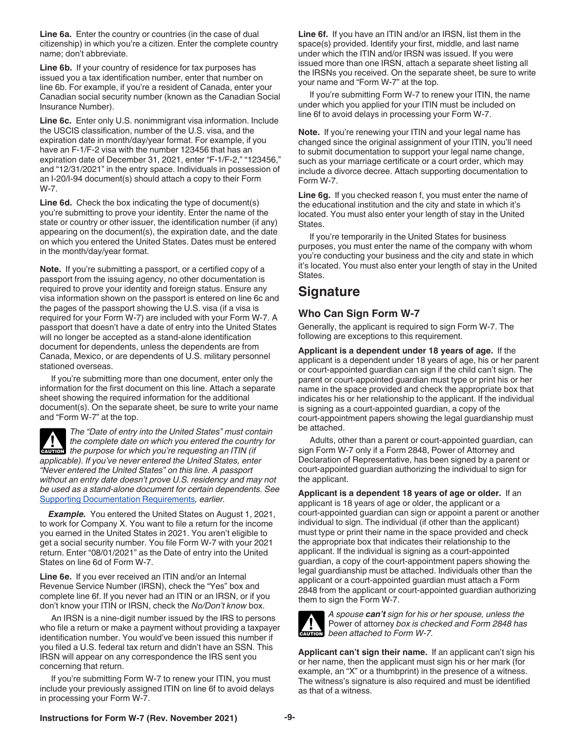**Line 6a.** Enter the country or countries (in the case of dual citizenship) in which you're a citizen. Enter the complete country name; don't abbreviate.

**Line 6b.** If your country of residence for tax purposes has issued you a tax identification number, enter that number on line 6b. For example, if you're a resident of Canada, enter your Canadian social security number (known as the Canadian Social Insurance Number).

**Line 6c.** Enter only U.S. nonimmigrant visa information. Include the USCIS classification, number of the U.S. visa, and the expiration date in month/day/year format. For example, if you have an F-1/F-2 visa with the number 123456 that has an expiration date of December 31, 2021, enter "F-1/F-2," "123456," and "12/31/2021" in the entry space. Individuals in possession of an I-20/I-94 document(s) should attach a copy to their Form W-7.

**Line 6d.** Check the box indicating the type of document(s) you're submitting to prove your identity. Enter the name of the state or country or other issuer, the identification number (if any) appearing on the document(s), the expiration date, and the date on which you entered the United States. Dates must be entered in the month/day/year format.

**Note.** If you're submitting a passport, or a certified copy of a passport from the issuing agency, no other documentation is required to prove your identity and foreign status. Ensure any visa information shown on the passport is entered on line 6c and the pages of the passport showing the U.S. visa (if a visa is required for your Form W-7) are included with your Form W-7. A passport that doesn't have a date of entry into the United States will no longer be accepted as a stand-alone identification document for dependents, unless the dependents are from Canada, Mexico, or are dependents of U.S. military personnel stationed overseas.

If you're submitting more than one document, enter only the information for the first document on this line. Attach a separate sheet showing the required information for the additional document(s). On the separate sheet, be sure to write your name and "Form W-7" at the top.

**CAUTION:** *The "Date of entry into the United States" must contain the complete date on which you entered the country for the purpose for which you're requesting an ITIN (if applicable). If you've never entered the United States, enter "Never entered the United States" on this line. A passport without an entry date doesn't prove U.S. residency and may not be used as a stand-alone document for certain dependents. See Supporting Documentation Requirements, earlier.*

***Example.*** You entered the United States on August 1, 2021, to work for Company X. You want to file a return for the income you earned in the United States in 2021. You aren't eligible to get a social security number. You file Form W-7 with your 2021 return. Enter "08/01/2021" as the Date of entry into the United States on line 6d of Form W-7.

**Line 6e.** If you ever received an ITIN and/or an Internal Revenue Service Number (IRSN), check the "Yes" box and complete line 6f. If you never had an ITIN or an IRSN, or if you don't know your ITIN or IRSN, check the *No/Don't know* box.

An IRSN is a nine-digit number issued by the IRS to persons who file a return or make a payment without providing a taxpayer identification number. You would've been issued this number if you filed a U.S. federal tax return and didn't have an SSN. This IRSN will appear on any correspondence the IRS sent you concerning that return.

If you're submitting Form W-7 to renew your ITIN, you must include your previously assigned ITIN on line 6f to avoid delays in processing your Form W-7.

**Line 6f.** If you have an ITIN and/or an IRSN, list them in the space(s) provided. Identify your first, middle, and last name under which the ITIN and/or IRSN was issued. If you were issued more than one IRSN, attach a separate sheet listing all the IRSNs you received. On the separate sheet, be sure to write your name and "Form W-7" at the top.

If you're submitting Form W-7 to renew your ITIN, the name under which you applied for your ITIN must be included on line 6f to avoid delays in processing your Form W-7.

**Note.** If you're renewing your ITIN and your legal name has changed since the original assignment of your ITIN, you'll need to submit documentation to support your legal name change, such as your marriage certificate or a court order, which may include a divorce decree. Attach supporting documentation to Form W-7.

**Line 6g.** If you checked reason f, you must enter the name of the educational institution and the city and state in which it's located. You must also enter your length of stay in the United States.

If you're temporarily in the United States for business purposes, you must enter the name of the company with whom you're conducting your business and the city and state in which it's located. You must also enter your length of stay in the United States.

## Signature

### Who Can Sign Form W-7

Generally, the applicant is required to sign Form W-7. The following are exceptions to this requirement.

**Applicant is a dependent under 18 years of age.** If the applicant is a dependent under 18 years of age, his or her parent or court-appointed guardian can sign if the child can't sign. The parent or court-appointed guardian must type or print his or her name in the space provided and check the appropriate box that indicates his or her relationship to the applicant. If the individual is signing as a court-appointed guardian, a copy of the court-appointment papers showing the legal guardianship must be attached.

Adults, other than a parent or court-appointed guardian, can sign Form W-7 only if a Form 2848, Power of Attorney and Declaration of Representative, has been signed by a parent or court-appointed guardian authorizing the individual to sign for the applicant.

**Applicant is a dependent 18 years of age or older.** If an applicant is 18 years of age or older, the applicant or a court-appointed guardian can sign or appoint a parent or another individual to sign. The individual (if other than the applicant) must type or print their name in the space provided and check the appropriate box that indicates their relationship to the applicant. If the individual is signing as a court-appointed guardian, a copy of the court-appointment papers showing the legal guardianship must be attached. Individuals other than the applicant or a court-appointed guardian must attach a Form 2848 from the applicant or court-appointed guardian authorizing them to sign the Form W-7.

**CAUTION:** *A spouse* ***can't*** *sign for his or her spouse, unless the* Power of attorney *box is checked and Form 2848 has been attached to Form W-7.*

**Applicant can't sign their name.** If an applicant can't sign his or her name, then the applicant must sign his or her mark (for example, an "X" or a thumbprint) in the presence of a witness. The witness's signature is also required and must be identified as that of a witness.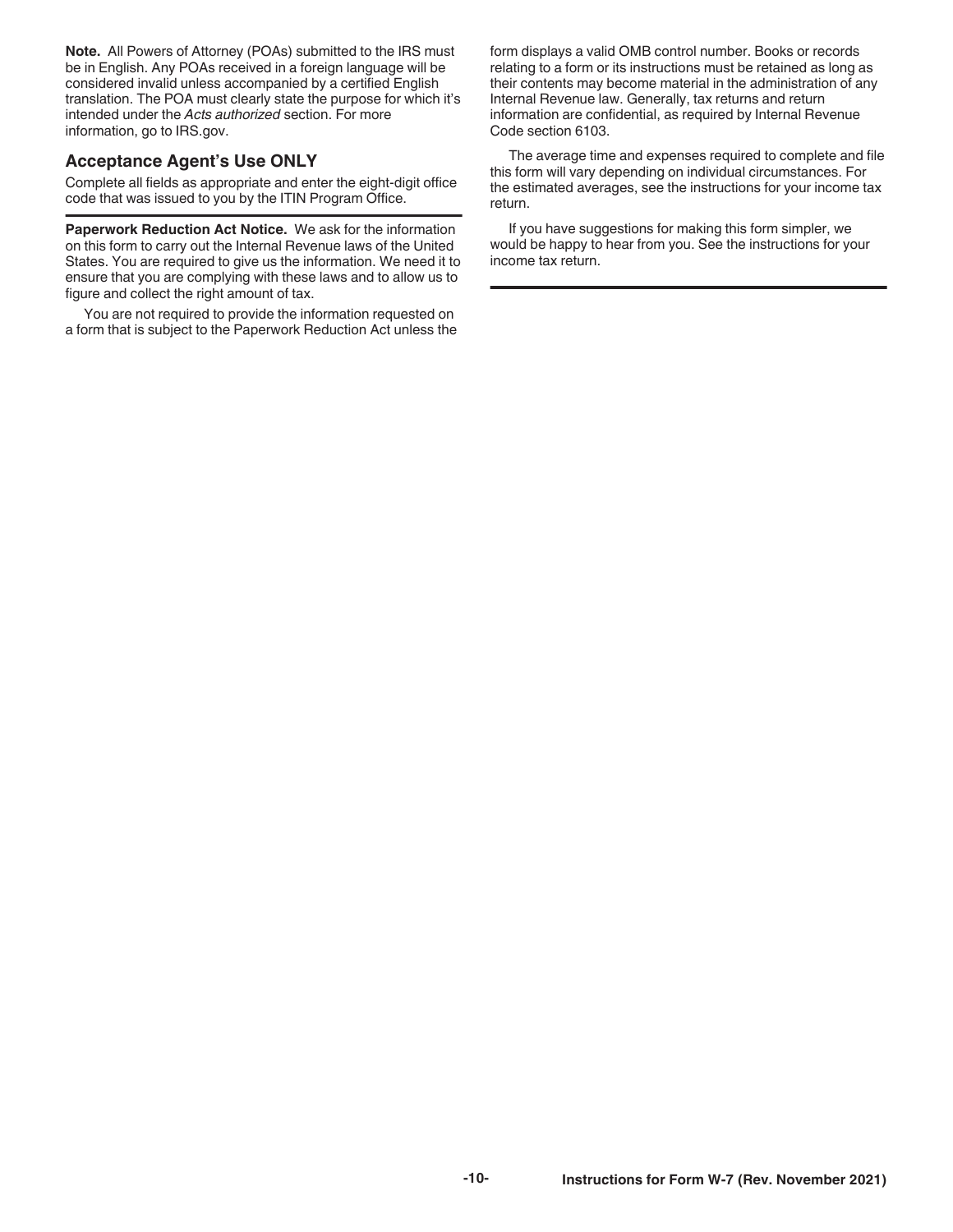**Note.** All Powers of Attorney (POAs) submitted to the IRS must be in English. Any POAs received in a foreign language will be considered invalid unless accompanied by a certified English translation. The POA must clearly state the purpose for which it's intended under the *Acts authorized* section. For more information, go to IRS.gov.

## Acceptance Agent's Use ONLY

Complete all fields as appropriate and enter the eight-digit office code that was issued to you by the ITIN Program Office.

**Paperwork Reduction Act Notice.** We ask for the information on this form to carry out the Internal Revenue laws of the United States. You are required to give us the information. We need it to ensure that you are complying with these laws and to allow us to figure and collect the right amount of tax.

You are not required to provide the information requested on a form that is subject to the Paperwork Reduction Act unless the form displays a valid OMB control number. Books or records relating to a form or its instructions must be retained as long as their contents may become material in the administration of any Internal Revenue law. Generally, tax returns and return information are confidential, as required by Internal Revenue Code section 6103.

The average time and expenses required to complete and file this form will vary depending on individual circumstances. For the estimated averages, see the instructions for your income tax return.

If you have suggestions for making this form simpler, we would be happy to hear from you. See the instructions for your income tax return.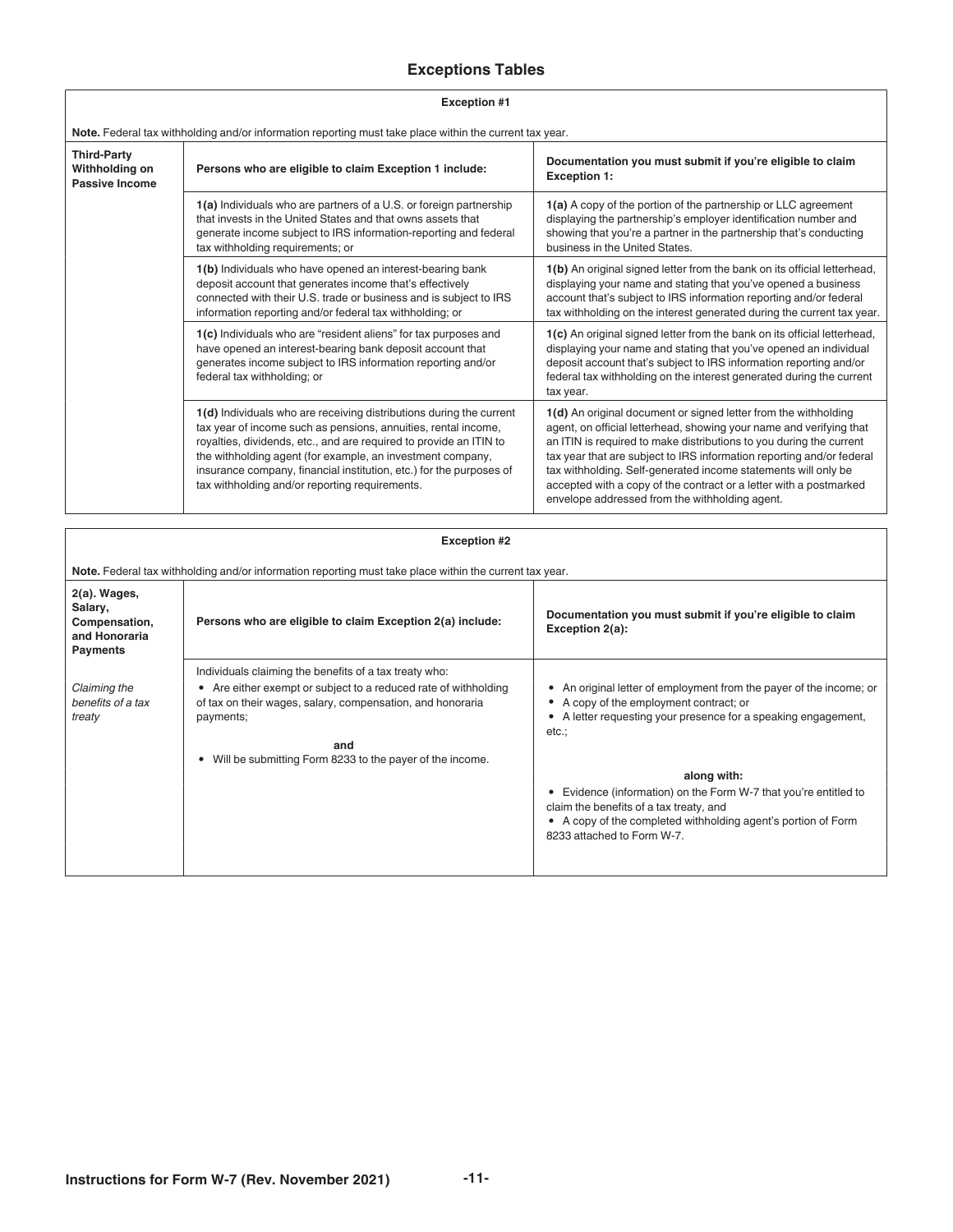## Exceptions Tables

**Exception #1**

**Note.** Federal tax withholding and/or information reporting must take place within the current tax year.

| **Third-Party Withholding on Passive Income** | **Persons who are eligible to claim Exception 1 include:** | **Documentation you must submit if you're eligible to claim Exception 1:** |
|---|---|---|
| | **1(a)** Individuals who are partners of a U.S. or foreign partnership that invests in the United States and that owns assets that generate income subject to IRS information-reporting and federal tax withholding requirements; or | **1(a)** A copy of the portion of the partnership or LLC agreement displaying the partnership's employer identification number and showing that you're a partner in the partnership that's conducting business in the United States. |
| | **1(b)** Individuals who have opened an interest-bearing bank deposit account that generates income that's effectively connected with their U.S. trade or business and is subject to IRS information reporting and/or federal tax withholding; or | **1(b)** An original signed letter from the bank on its official letterhead, displaying your name and stating that you've opened a business account that's subject to IRS information reporting and/or federal tax withholding on the interest generated during the current tax year. |
| | **1(c)** Individuals who are "resident aliens" for tax purposes and have opened an interest-bearing bank deposit account that generates income subject to IRS information reporting and/or federal tax withholding; or | **1(c)** An original signed letter from the bank on its official letterhead, displaying your name and stating that you've opened an individual deposit account that's subject to IRS information reporting and/or federal tax withholding on the interest generated during the current tax year. |
| | **1(d)** Individuals who are receiving distributions during the current tax year of income such as pensions, annuities, rental income, royalties, dividends, etc., and are required to provide an ITIN to the withholding agent (for example, an investment company, insurance company, financial institution, etc.) for the purposes of tax withholding and/or reporting requirements. | **1(d)** An original document or signed letter from the withholding agent, on official letterhead, showing your name and verifying that an ITIN is required to make distributions to you during the current tax year that are subject to IRS information reporting and/or federal tax withholding. Self-generated income statements will only be accepted with a copy of the contract or a letter with a postmarked envelope addressed from the withholding agent. |

**Exception #2**

**Note.** Federal tax withholding and/or information reporting must take place within the current tax year.

| **2(a). Wages, Salary, Compensation, and Honoraria Payments** | **Persons who are eligible to claim Exception 2(a) include:** | **Documentation you must submit if you're eligible to claim Exception 2(a):** |
|---|---|---|
| *Claiming the benefits of a tax treaty* | Individuals claiming the benefits of a tax treaty who:<br>• Are either exempt or subject to a reduced rate of withholding of tax on their wages, salary, compensation, and honoraria payments;<br>**and**<br>• Will be submitting Form 8233 to the payer of the income. | • An original letter of employment from the payer of the income; or<br>• A copy of the employment contract; or<br>• A letter requesting your presence for a speaking engagement, etc.;<br>**along with:**<br>• Evidence (information) on the Form W-7 that you're entitled to claim the benefits of a tax treaty, and<br>• A copy of the completed withholding agent's portion of Form 8233 attached to Form W-7. |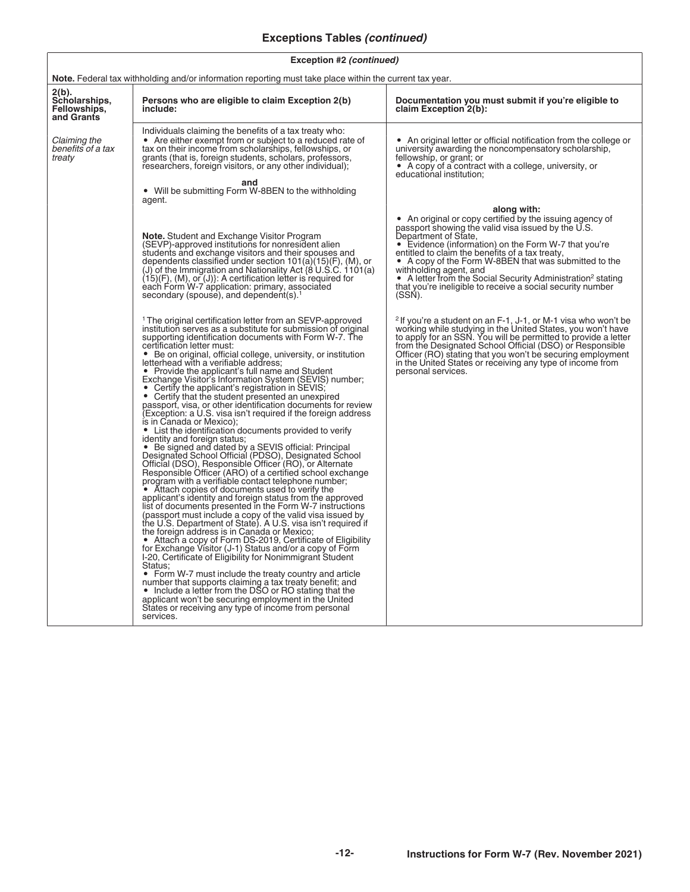## Exceptions Tables *(continued)*

| **Exception #2** *(continued)* | | |
|---|---|---|
| **Note.** Federal tax withholding and/or information reporting must take place within the current tax year. | | |
| **2(b). Scholarships, Fellowships, and Grants** | **Persons who are eligible to claim Exception 2(b) include:** | **Documentation you must submit if you're eligible to claim Exception 2(b):** |
| *Claiming the benefits of a tax treaty* | Individuals claiming the benefits of a tax treaty who:<br>• Are either exempt from or subject to a reduced rate of tax on their income from scholarships, fellowships, or grants (that is, foreign students, scholars, professors, researchers, foreign visitors, or any other individual);<br>**and**<br>• Will be submitting Form W-8BEN to the withholding agent.<br><br>**Note.** Student and Exchange Visitor Program (SEVP)-approved institutions for nonresident alien students and exchange visitors and their spouses and dependents classified under section 101(a)(15)(F), (M), or (J) of the Immigration and Nationality Act {8 U.S.C. 1101(a)(15)(F), (M), or (J)}: A certification letter is required for each Form W-7 application: primary, associated secondary (spouse), and dependent(s).[1]<br><br>[1] The original certification letter from an SEVP-approved institution serves as a substitute for submission of original supporting identification documents with Form W-7. The certification letter must:<br>• Be on original, official college, university, or institution letterhead with a verifiable address;<br>• Provide the applicant's full name and Student Exchange Visitor's Information System (SEVIS) number;<br>• Certify the applicant's registration in SEVIS;<br>• Certify that the student presented an unexpired passport, visa, or other identification documents for review (Exception: a U.S. visa isn't required if the foreign address is in Canada or Mexico);<br>• List the identification documents provided to verify identity and foreign status;<br>• Be signed and dated by a SEVIS official: Principal Designated School Official (PDSO), Designated School Official (DSO), Responsible Officer (RO), or Alternate Responsible Officer (ARO) of a certified school exchange program with a verifiable contact telephone number;<br>• Attach copies of documents used to verify the applicant's identity and foreign status from the approved list of documents presented in the Form W-7 instructions (passport must include a copy of the valid visa issued by the U.S. Department of State). A U.S. visa isn't required if the foreign address is in Canada or Mexico;<br>• Attach a copy of Form DS-2019, Certificate of Eligibility for Exchange Visitor (J-1) Status and/or a copy of Form I-20, Certificate of Eligibility for Nonimmigrant Student Status;<br>• Form W-7 must include the treaty country and article number that supports claiming a tax treaty benefit; and<br>• Include a letter from the DSO or RO stating that the applicant won't be securing employment in the United States or receiving any type of income from personal services. | • An original letter or official notification from the college or university awarding the noncompensatory scholarship, fellowship, or grant; or<br>• A copy of a contract with a college, university, or educational institution;<br><br>**along with:**<br>• An original or copy certified by the issuing agency of passport showing the valid visa issued by the U.S. Department of State,<br>• Evidence (information) on the Form W-7 that you're entitled to claim the benefits of a tax treaty,<br>• A copy of the Form W-8BEN that was submitted to the withholding agent, and<br>• A letter from the Social Security Administration[2] stating that you're ineligible to receive a social security number (SSN).<br><br>[2] If you're a student on an F-1, J-1, or M-1 visa who won't be working while studying in the United States, you won't have to apply for an SSN. You will be permitted to provide a letter from the Designated School Official (DSO) or Responsible Officer (RO) stating that you won't be securing employment in the United States or receiving any type of income from personal services. |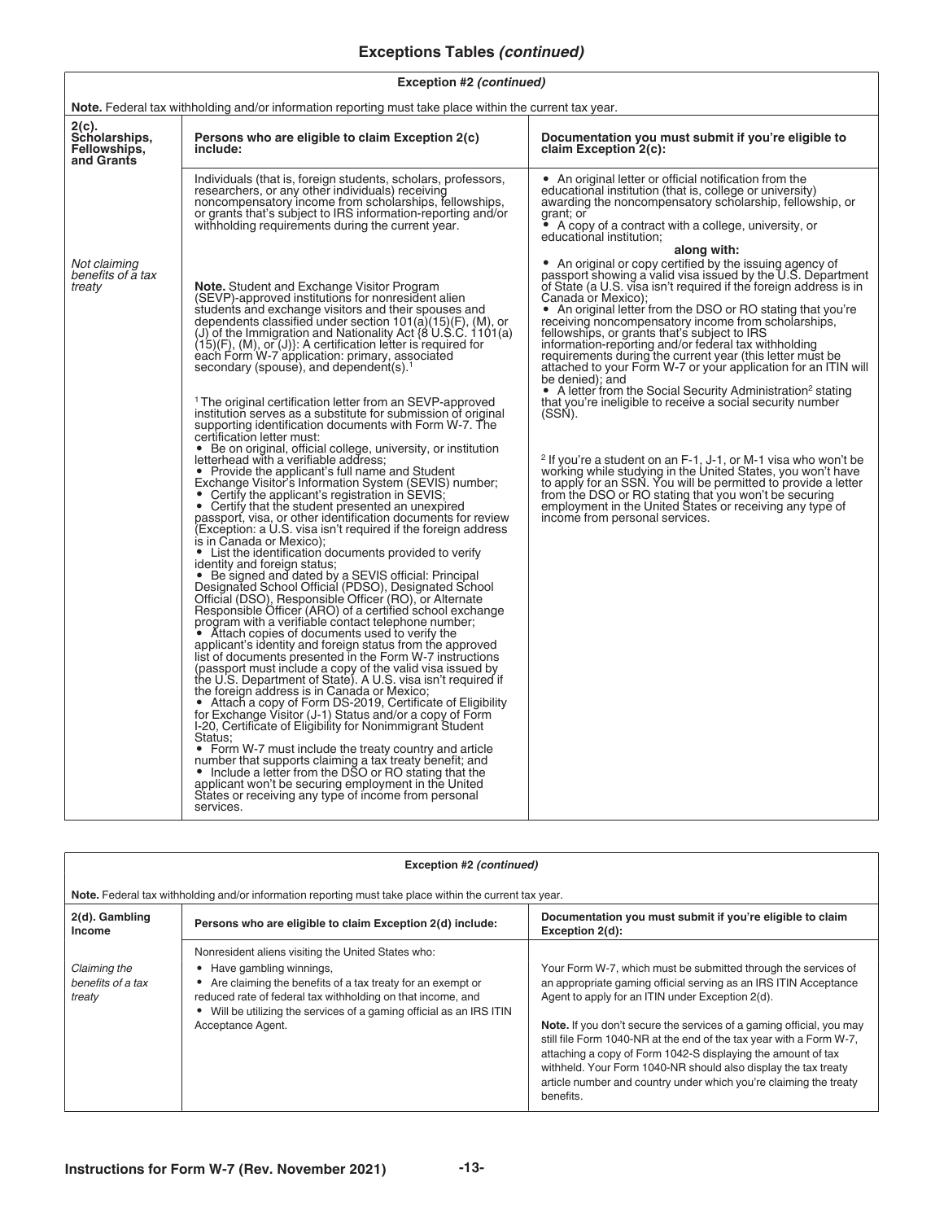## Exceptions Tables *(continued)*

| Exception #2 *(continued)* | | |
|---|---|---|
| **Note.** Federal tax withholding and/or information reporting must take place within the current tax year. | | |
| **2(c). Scholarships, Fellowships, and Grants** | **Persons who are eligible to claim Exception 2(c) include:** | **Documentation you must submit if you're eligible to claim Exception 2(c):** |
| *Not claiming benefits of a tax treaty* | Individuals (that is, foreign students, scholars, professors, researchers, or any other individuals) receiving noncompensatory income from scholarships, fellowships, or grants that's subject to IRS information-reporting and/or withholding requirements during the current year.<br><br>**Note.** Student and Exchange Visitor Program (SEVP)-approved institutions for nonresident alien students and exchange visitors and their spouses and dependents classified under section 101(a)(15)(F), (M), or (J) of the Immigration and Nationality Act {8 U.S.C. 1101(a)(15)(F), (M), or (J)}: A certification letter is required for each Form W-7 application: primary, associated secondary (spouse), and dependent(s).[1]<br><br>[1] The original certification letter from an SEVP-approved institution serves as a substitute for submission of original supporting identification documents with Form W-7. The certification letter must:<br>• Be on original, official college, university, or institution letterhead with a verifiable address;<br>• Provide the applicant's full name and Student Exchange Visitor's Information System (SEVIS) number;<br>• Certify the applicant's registration in SEVIS;<br>• Certify that the student presented an unexpired passport, visa, or other identification documents for review (Exception: a U.S. visa isn't required if the foreign address is in Canada or Mexico);<br>• List the identification documents provided to verify identity and foreign status;<br>• Be signed and dated by a SEVIS official: Principal Designated School Official (PDSO), Designated School Official (DSO), Responsible Officer (RO), or Alternate Responsible Officer (ARO) of a certified school exchange program with a verifiable contact telephone number;<br>• Attach copies of documents used to verify the applicant's identity and foreign status from the approved list of documents presented in the Form W-7 instructions (passport must include a copy of the valid visa issued by the U.S. Department of State). A U.S. visa isn't required if the foreign address is in Canada or Mexico;<br>• Attach a copy of Form DS-2019, Certificate of Eligibility for Exchange Visitor (J-1) Status and/or a copy of Form I-20, Certificate of Eligibility for Nonimmigrant Student Status;<br>• Form W-7 must include the treaty country and article number that supports claiming a tax treaty benefit; and<br>• Include a letter from the DSO or RO stating that the applicant won't be securing employment in the United States or receiving any type of income from personal services. | • An original letter or official notification from the educational institution (that is, college or university) awarding the noncompensatory scholarship, fellowship, or grant; or<br>• A copy of a contract with a college, university, or educational institution;<br>**along with:**<br>• An original or copy certified by the issuing agency of passport showing a valid visa issued by the U.S. Department of State (a U.S. visa isn't required if the foreign address is in Canada or Mexico);<br>• An original letter from the DSO or RO stating that you're receiving noncompensatory income from scholarships, fellowships, or grants that's subject to IRS information-reporting and/or federal tax withholding requirements during the current year (this letter must be attached to your Form W-7 or your application for an ITIN will be denied); and<br>• A letter from the Social Security Administration[2] stating that you're ineligible to receive a social security number (SSN).<br><br>[2] If you're a student on an F-1, J-1, or M-1 visa who won't be working while studying in the United States, you won't have to apply for an SSN. You will be permitted to provide a letter from the DSO or RO stating that you won't be securing employment in the United States or receiving any type of income from personal services. |

| Exception #2 *(continued)* | | |
|---|---|---|
| **Note.** Federal tax withholding and/or information reporting must take place within the current tax year. | | |
| **2(d). Gambling Income** | **Persons who are eligible to claim Exception 2(d) include:** | **Documentation you must submit if you're eligible to claim Exception 2(d):** |
| *Claiming the benefits of a tax treaty* | Nonresident aliens visiting the United States who:<br>• Have gambling winnings,<br>• Are claiming the benefits of a tax treaty for an exempt or reduced rate of federal tax withholding on that income, and<br>• Will be utilizing the services of a gaming official as an IRS ITIN Acceptance Agent. | Your Form W-7, which must be submitted through the services of an appropriate gaming official serving as an IRS ITIN Acceptance Agent to apply for an ITIN under Exception 2(d).<br><br>**Note.** If you don't secure the services of a gaming official, you may still file Form 1040-NR at the end of the tax year with a Form W-7, attaching a copy of Form 1042-S displaying the amount of tax withheld. Your Form 1040-NR should also display the tax treaty article number and country under which you're claiming the treaty benefits. |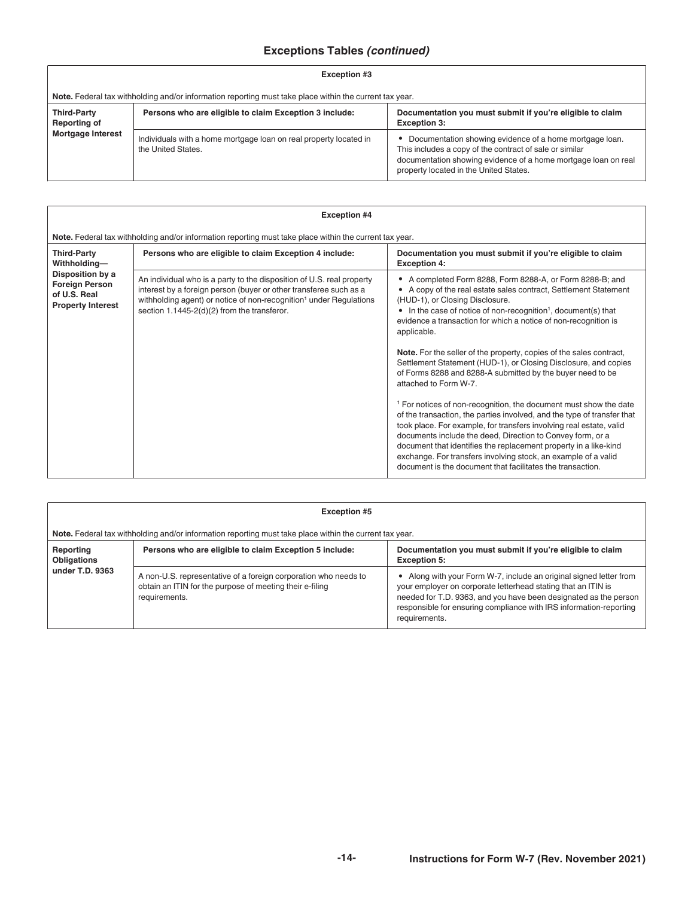## Exceptions Tables *(continued)*

**Exception #3**

**Note.** Federal tax withholding and/or information reporting must take place within the current tax year.

| | Persons who are eligible to claim Exception 3 include: | Documentation you must submit if you're eligible to claim Exception 3: |
|---|---|---|
| **Third-Party Reporting of Mortgage Interest** | Individuals with a home mortgage loan on real property located in the United States. | • Documentation showing evidence of a home mortgage loan. This includes a copy of the contract of sale or similar documentation showing evidence of a home mortgage loan on real property located in the United States. |

**Exception #4**

**Note.** Federal tax withholding and/or information reporting must take place within the current tax year.

| | Persons who are eligible to claim Exception 4 include: | Documentation you must submit if you're eligible to claim Exception 4: |
|---|---|---|
| **Third-Party Withholding—Disposition by a Foreign Person of U.S. Real Property Interest** | An individual who is a party to the disposition of U.S. real property interest by a foreign person (buyer or other transferee such as a withholding agent) or notice of non-recognition[1] under Regulations section 1.1445-2(d)(2) from the transferor. | • A completed Form 8288, Form 8288-A, or Form 8288-B; and<br>• A copy of the real estate sales contract, Settlement Statement (HUD-1), or Closing Disclosure.<br>• In the case of notice of non-recognition[1], document(s) that evidence a transaction for which a notice of non-recognition is applicable.<br><br>**Note.** For the seller of the property, copies of the sales contract, Settlement Statement (HUD-1), or Closing Disclosure, and copies of Forms 8288 and 8288-A submitted by the buyer need to be attached to Form W-7.<br><br>[1] For notices of non-recognition, the document must show the date of the transaction, the parties involved, and the type of transfer that took place. For example, for transfers involving real estate, valid documents include the deed, Direction to Convey form, or a document that identifies the replacement property in a like-kind exchange. For transfers involving stock, an example of a valid document is the document that facilitates the transaction. |

**Exception #5**

**Note.** Federal tax withholding and/or information reporting must take place within the current tax year.

| | Persons who are eligible to claim Exception 5 include: | Documentation you must submit if you're eligible to claim Exception 5: |
|---|---|---|
| **Reporting Obligations under T.D. 9363** | A non-U.S. representative of a foreign corporation who needs to obtain an ITIN for the purpose of meeting their e-filing requirements. | • Along with your Form W-7, include an original signed letter from your employer on corporate letterhead stating that an ITIN is needed for T.D. 9363, and you have been designated as the person responsible for ensuring compliance with IRS information-reporting requirements. |